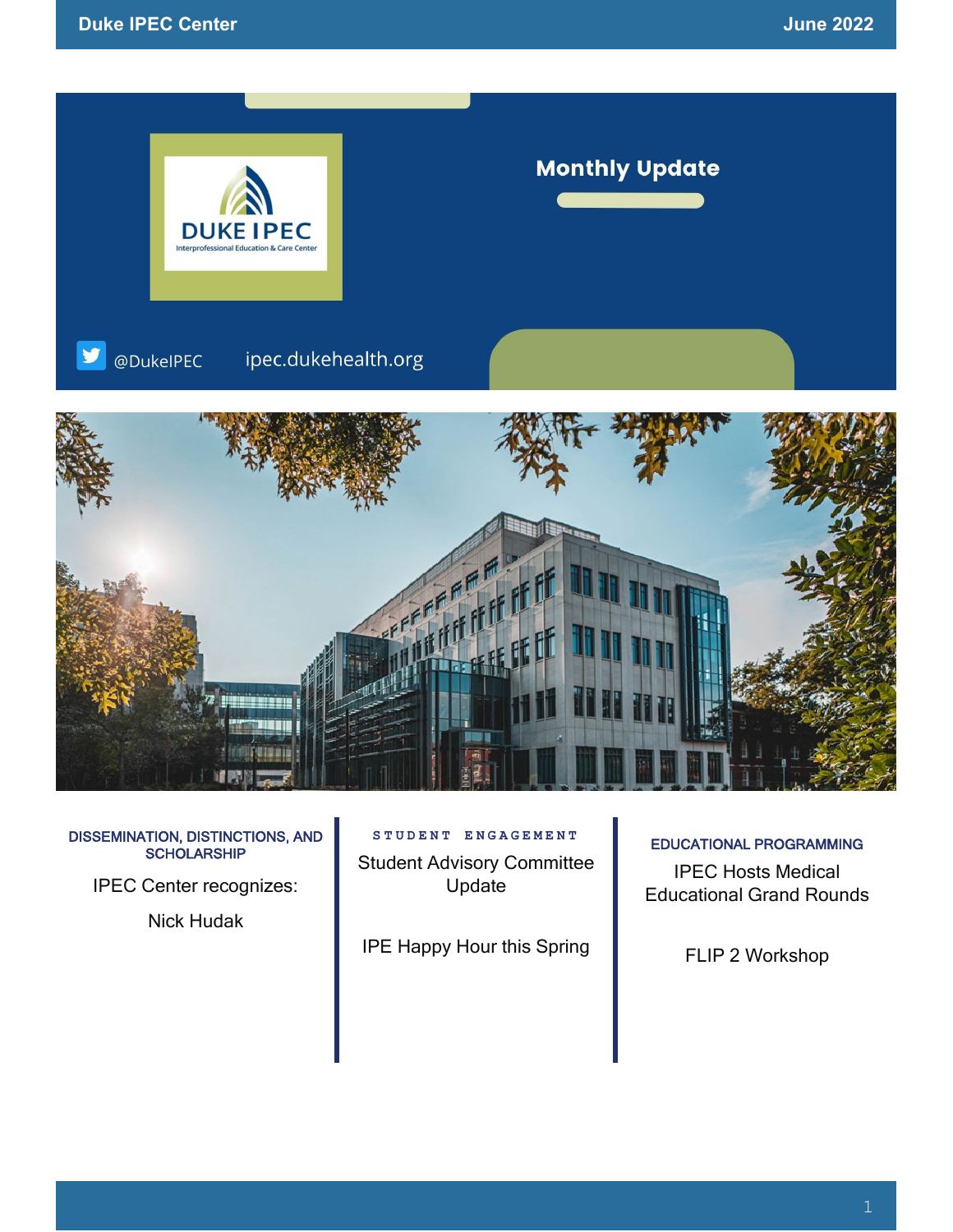# Monthly Update

@DukeIPEC ipec.dukehealth.org

### DISSEMINATION, DISTINCTIONS, AND SCHOLARSHIP

IPEC Center recognizes:

Nick Hudak

### STUDENT ENGAGEMENT

Student Advisory Committee Update

IPE Happy Hour this Spring

### EDUCATIONAL PROGRAMMING

IPEC Hosts Medical Educational Grand Rounds

FLIP 2 Workshop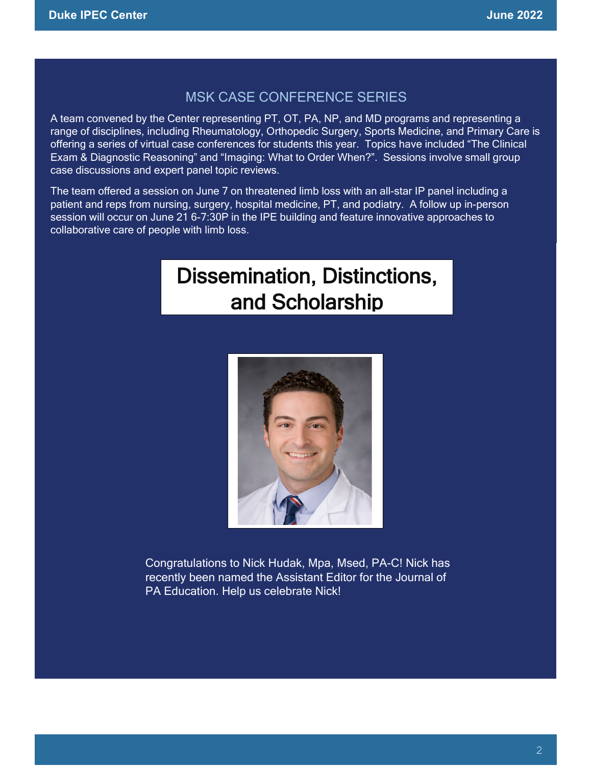## MSK CASE CONFERENCE SERIES

A team convened by the Center representing PT, OT, PA, NP, and MD programs and representing a range of disciplines, including Rheumatology, Orthopedic Surgery, Sports Medicine, and Primary Care is offering a series of virtual case conferences for students this year. Topics have included "The Clinical Exam & Diagnostic Reasoning" and "Imaging: What to Order When?". Sessions involve small group case discussions and expert panel topic reviews.

The team offered a session on June 7 on threatened limb loss with an all-star IP panel including a patient and reps from nursing, surgery, hospital medicine, PT, and podiatry. A follow up in-person session will occur on June 21 6-7:30P in the IPE building and feature innovative approaches to collaborative care of people with limb loss.

# Dissemination, Distinctions, and Scholarship

Congratulations to Nick Hudak, Mpa, Msed, PA-C! Nick has recently been named the Assistant Editor for the Journal of PA Education. Help us celebrate Nick!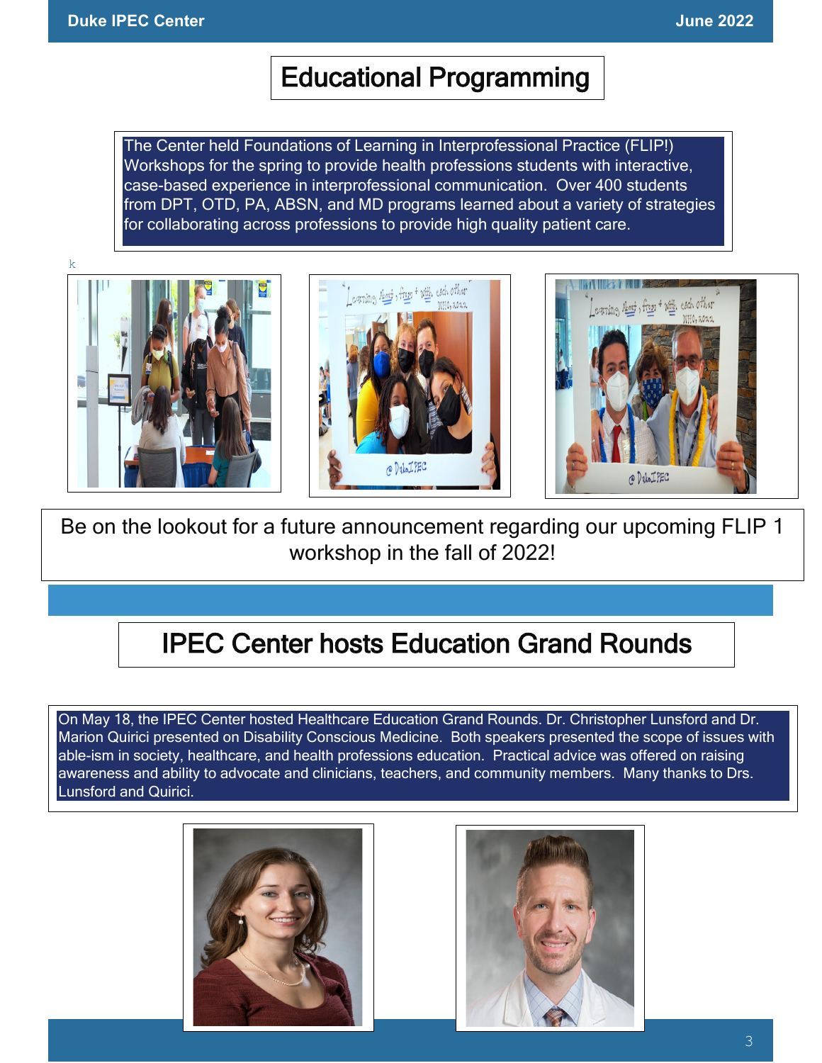# Educational Programming

The Center held Foundations of Learning in Interprofessional Practice (FLIP!) Workshops for the spring to provide health professions students with interactive, case-based experience in interprofessional communication. Over 400 students from DPT, OTD, PA, ABSN, and MD programs learned about a variety of strategies for collaborating across professions to provide high quality patient care.

k

Be on the lookout for a future announcement regarding our upcoming FLIP 1 workshop in the fall of 2022!

# IPEC Center hosts Education Grand Rounds

On May 18, the IPEC Center hosted Healthcare Education Grand Rounds. Dr. Christopher Lunsford and Dr. Marion Quirici presented on Disability Conscious Medicine. Both speakers presented the scope of issues with able-ism in society, healthcare, and health professions education. Practical advice was offered on raising awareness and ability to advocate and clinicians, teachers, and community members. Many thanks to Drs. Lunsford and Quirici.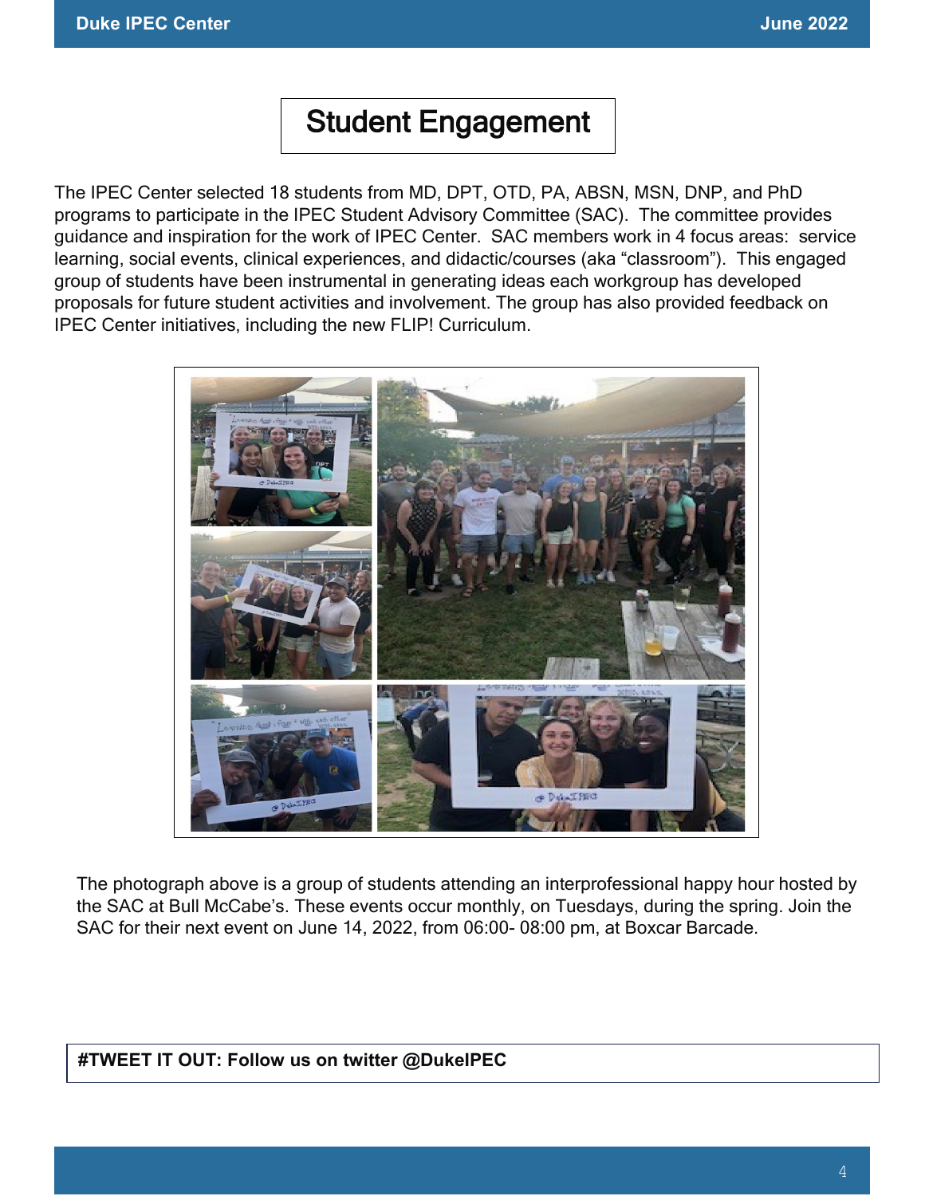# Student Engagement

The IPEC Center selected 18 students from MD, DPT, OTD, PA, ABSN, MSN, DNP, and PhD programs to participate in the IPEC Student Advisory Committee (SAC). The committee provides guidance and inspiration for the work of IPEC Center. SAC members work in 4 focus areas: service learning, social events, clinical experiences, and didactic/courses (aka "classroom"). This engaged group of students have been instrumental in generating ideas each workgroup has developed proposals for future student activities and involvement. The group has also provided feedback on IPEC Center initiatives, including the new FLIP! Curriculum.

The photograph above is a group of students attending an interprofessional happy hour hosted by the SAC at Bull McCabe's. These events occur monthly, on Tuesdays, during the spring. Join the SAC for their next event on June 14, 2022, from 06:00- 08:00 pm, at Boxcar Barcade.

**#TWEET IT OUT: Follow us on twitter @DukeIPEC**